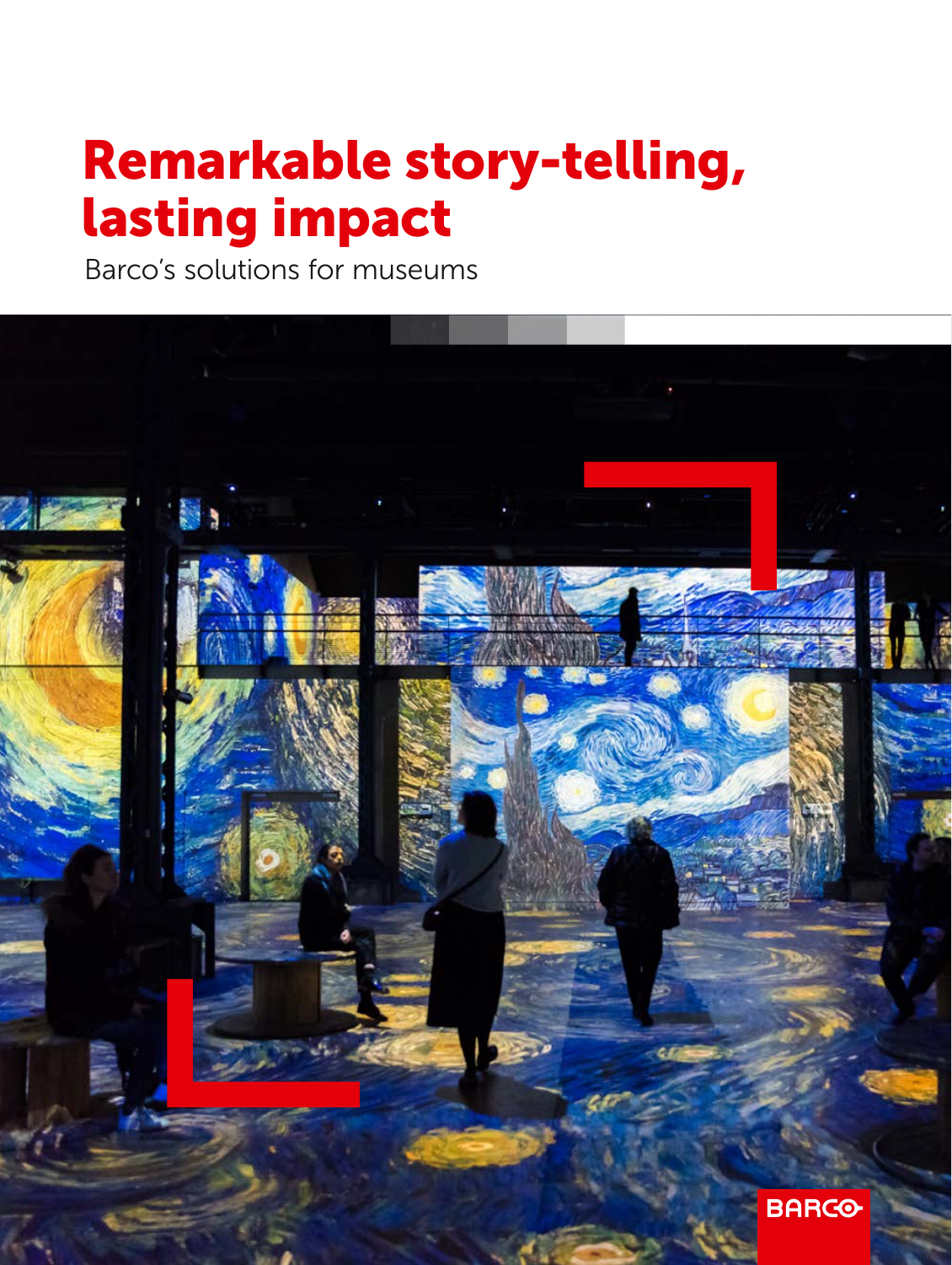# Remarkable story-telling, lasting impact

Barco's solutions for museums

BARCO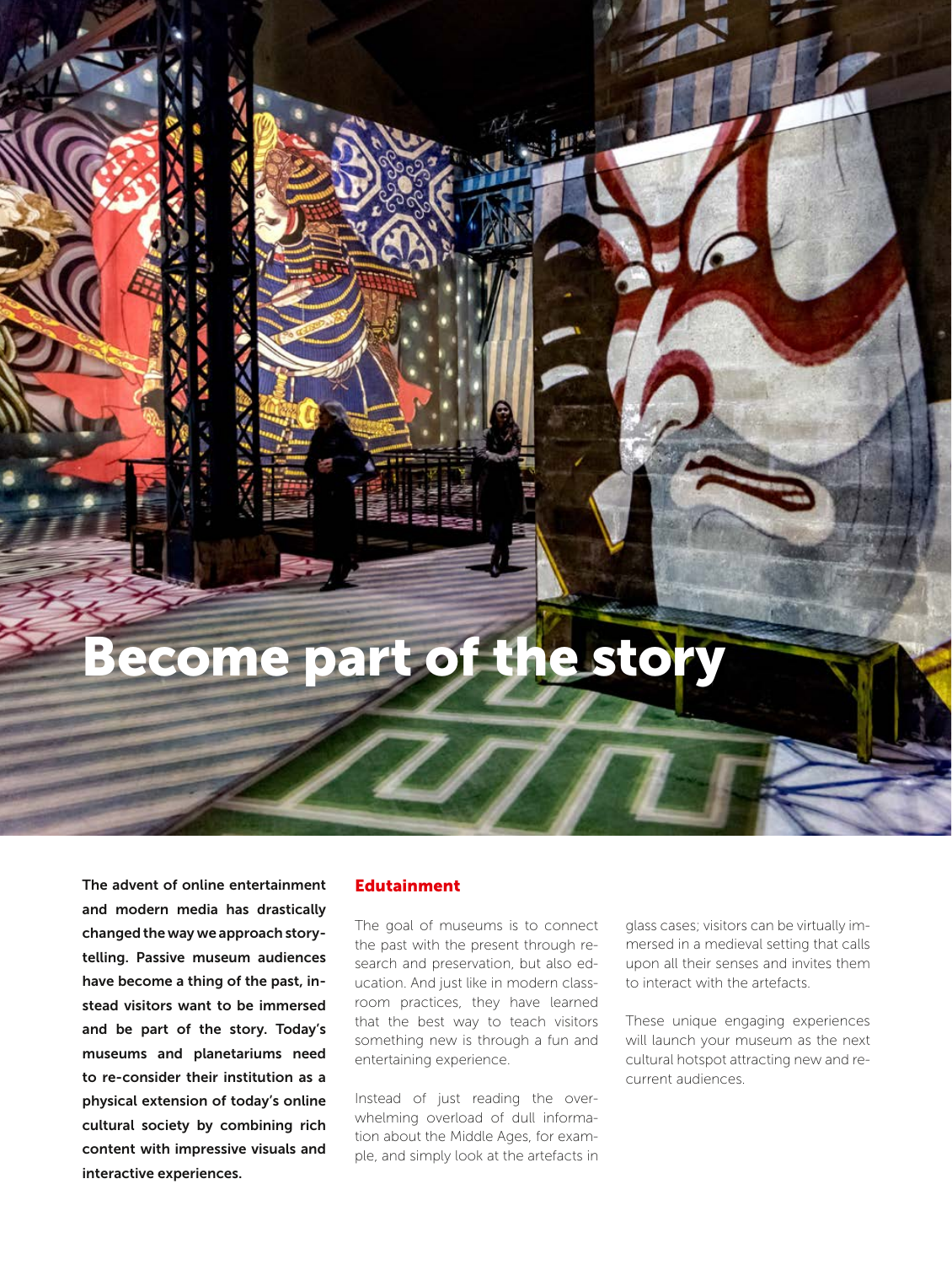# Become part of the story

**The advent of online entertainment and modern media has drastically changed the way we approach storytelling. Passive museum audiences have become a thing of the past, instead visitors want to be immersed and be part of the story. Today's museums and planetariums need to re-consider their institution as a physical extension of today's online cultural society by combining rich content with impressive visuals and interactive experiences.**

## Edutainment

The goal of museums is to connect the past with the present through research and preservation, but also education. And just like in modern classroom practices, they have learned that the best way to teach visitors something new is through a fun and entertaining experience.

Instead of just reading the overwhelming overload of dull information about the Middle Ages, for example, and simply look at the artefacts in glass cases; visitors can be virtually immersed in a medieval setting that calls upon all their senses and invites them to interact with the artefacts.

These unique engaging experiences will launch your museum as the next cultural hotspot attracting new and recurrent audiences.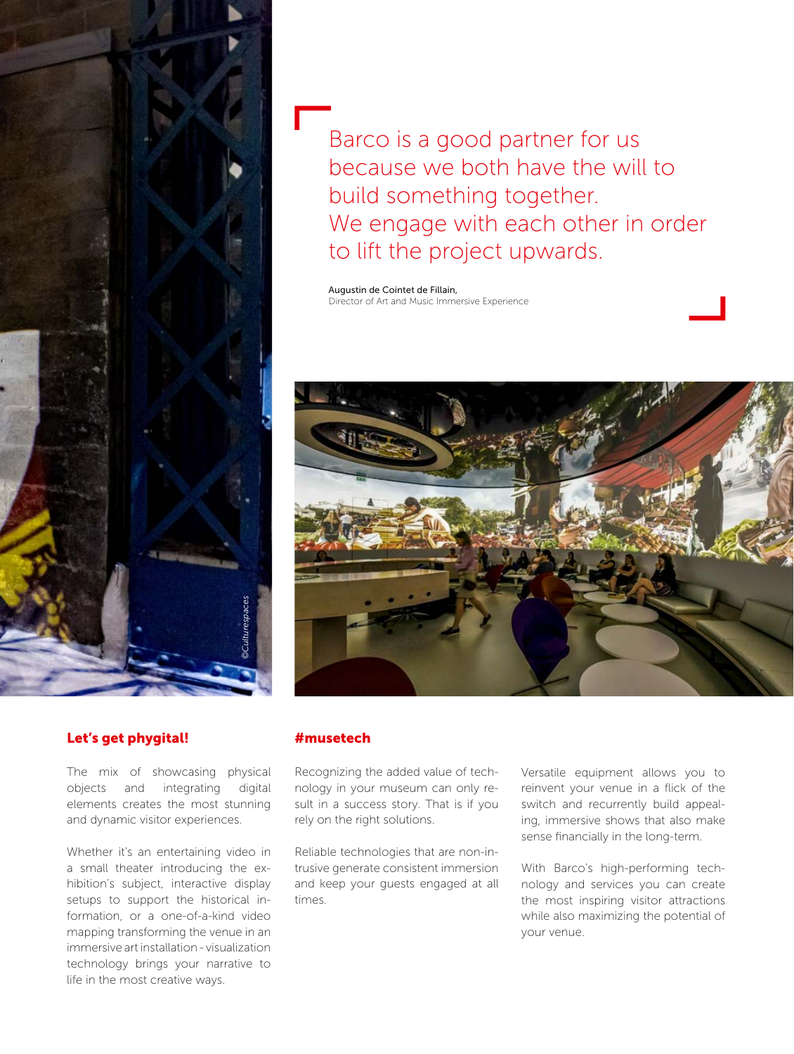> Barco is a good partner for us because we both have the will to build something together.
> We engage with each other in order to lift the project upwards.

Augustin de Cointet de Fillain,
Director of Art and Music Immersive Experience

©Culturespaces

## Let's get phygital!

The mix of showcasing physical objects and integrating digital elements creates the most stunning and dynamic visitor experiences.

Whether it's an entertaining video in a small theater introducing the exhibition's subject, interactive display setups to support the historical information, or a one-of-a-kind video mapping transforming the venue in an immersive art installation - visualization technology brings your narrative to life in the most creative ways.

## #musetech

Recognizing the added value of technology in your museum can only result in a success story. That is if you rely on the right solutions.

Reliable technologies that are non-intrusive generate consistent immersion and keep your guests engaged at all times.

Versatile equipment allows you to reinvent your venue in a flick of the switch and recurrently build appealing, immersive shows that also make sense financially in the long-term.

With Barco's high-performing technology and services you can create the most inspiring visitor attractions while also maximizing the potential of your venue.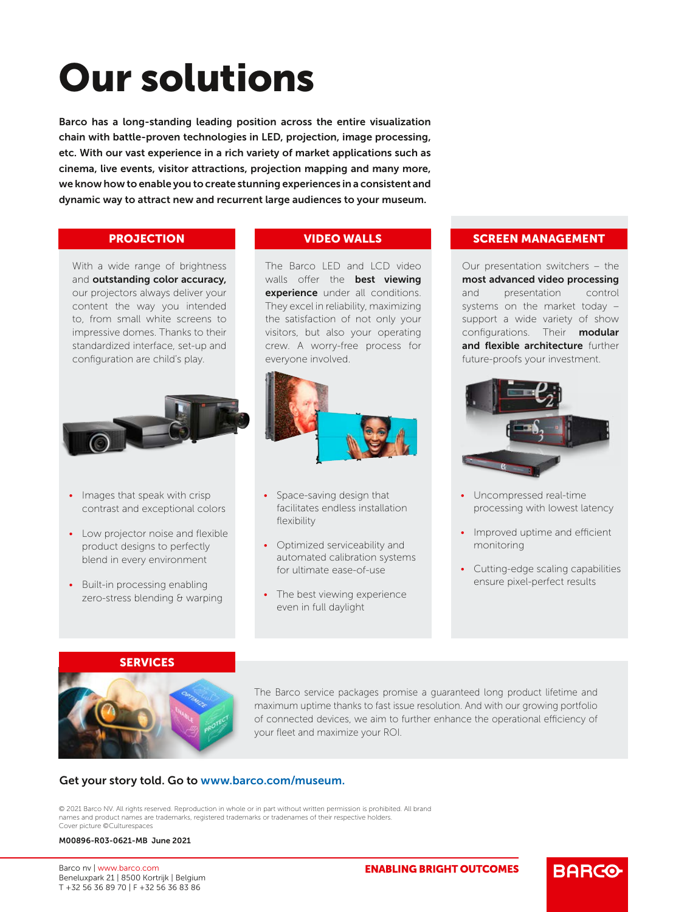# Our solutions

**Barco has a long-standing leading position across the entire visualization chain with battle-proven technologies in LED, projection, image processing, etc. With our vast experience in a rich variety of market applications such as cinema, live events, visitor attractions, projection mapping and many more, we know how to enable you to create stunning experiences in a consistent and dynamic way to attract new and recurrent large audiences to your museum.**

## PROJECTION

With a wide range of brightness and **outstanding color accuracy,** our projectors always deliver your content the way you intended to, from small white screens to impressive domes. Thanks to their standardized interface, set-up and configuration are child's play.

- Images that speak with crisp contrast and exceptional colors
- Low projector noise and flexible product designs to perfectly blend in every environment
- Built-in processing enabling zero-stress blending & warping

## VIDEO WALLS

The Barco LED and LCD video walls offer the **best viewing experience** under all conditions. They excel in reliability, maximizing the satisfaction of not only your visitors, but also your operating crew. A worry-free process for everyone involved.

- Space-saving design that facilitates endless installation flexibility
- Optimized serviceability and automated calibration systems for ultimate ease-of-use
- The best viewing experience even in full daylight

## SCREEN MANAGEMENT

Our presentation switchers – the **most advanced video processing** and presentation control systems on the market today – support a wide variety of show configurations. Their **modular and flexible architecture** further future-proofs your investment.

- Uncompressed real-time processing with lowest latency
- Improved uptime and efficient monitoring
- Cutting-edge scaling capabilities ensure pixel-perfect results

## SERVICES

The Barco service packages promise a guaranteed long product lifetime and maximum uptime thanks to fast issue resolution. And with our growing portfolio of connected devices, we aim to further enhance the operational efficiency of your fleet and maximize your ROI.

**Get your story told. Go to www.barco.com/museum.**

© 2021 Barco NV. All rights reserved. Reproduction in whole or in part without written permission is prohibited. All brand names and product names are trademarks, registered trademarks or tradenames of their respective holders.
Cover picture ©Culturespaces

**M00896-R03-0621-MB June 2021**

Barco nv | www.barco.com
Beneluxpark 21 | 8500 Kortrijk | Belgium
T +32 56 36 89 70 | F +32 56 36 83 86

**ENABLING BRIGHT OUTCOMES**